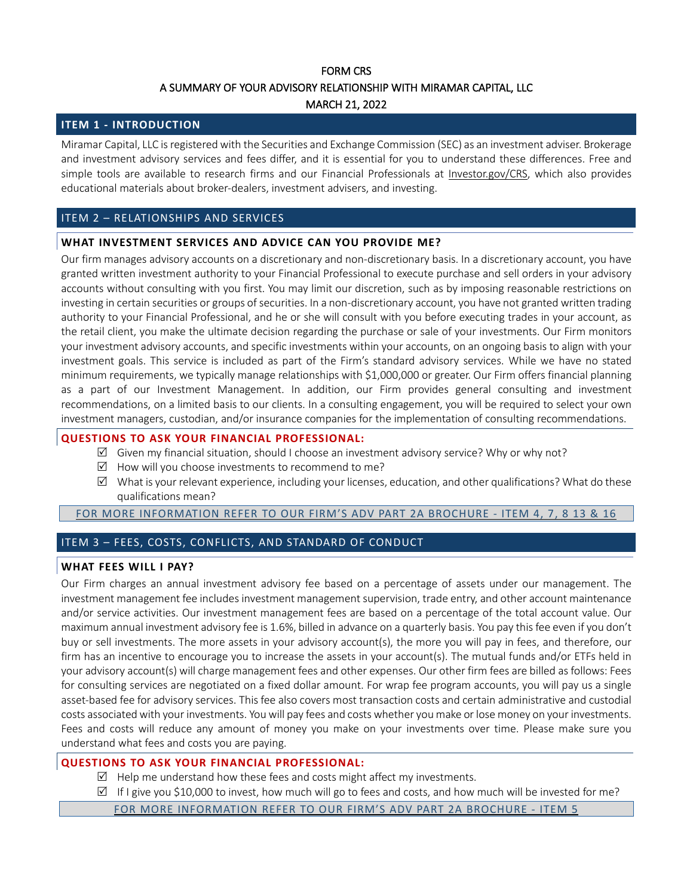# FORM CRS

## A SUMMARY OF YOUR ADVISORY RELATIONSHIP WITH MIRAMAR CAPITAL, LLC

MARCH 21, 2022

## ITEM 1 - INTRODUCTION

Miramar Capital, LLC is registered with the Securities and Exchange Commission (SEC) as an investment adviser. Brokerage and investment advisory services and fees differ, and it is essential for you to understand these differences. Free and simple tools are available to research firms and our Financial Professionals at Investor.gov/CRS, which also provides educational materials about broker-dealers, investment advisers, and investing.

## ITEM 2 – RELATIONSHIPS AND SERVICES

### WHAT INVESTMENT SERVICES AND ADVICE CAN YOU PROVIDE ME?

Our firm manages advisory accounts on a discretionary and non-discretionary basis. In a discretionary account, you have granted written investment authority to your Financial Professional to execute purchase and sell orders in your advisory accounts without consulting with you first. You may limit our discretion, such as by imposing reasonable restrictions on investing in certain securities or groups of securities. In a non-discretionary account, you have not granted written trading authority to your Financial Professional, and he or she will consult with you before executing trades in your account, as the retail client, you make the ultimate decision regarding the purchase or sale of your investments. Our Firm monitors your investment advisory accounts, and specific investments within your accounts, on an ongoing basis to align with your investment goals. This service is included as part of the Firm's standard advisory services. While we have no stated minimum requirements, we typically manage relationships with $1,000,000 or greater. Our Firm offers financial planning as a part of our Investment Management. In addition, our Firm provides general consulting and investment recommendations, on a limited basis to our clients. In a consulting engagement, you will be required to select your own investment managers, custodian, and/or insurance companies for the implementation of consulting recommendations.

### QUESTIONS TO ASK YOUR FINANCIAL PROFESSIONAL:

- ☑ Given my financial situation, should I choose an investment advisory service? Why or why not?
- ☑ How will you choose investments to recommend to me?
- ☑ What is your relevant experience, including your licenses, education, and other qualifications? What do these qualifications mean?

FOR MORE INFORMATION REFER TO OUR FIRM'S ADV PART 2A BROCHURE - ITEM 4, 7, 8 13 & 16

## ITEM 3 – FEES, COSTS, CONFLICTS, AND STANDARD OF CONDUCT

### WHAT FEES WILL I PAY?

Our Firm charges an annual investment advisory fee based on a percentage of assets under our management. The investment management fee includes investment management supervision, trade entry, and other account maintenance and/or service activities. Our investment management fees are based on a percentage of the total account value. Our maximum annual investment advisory fee is 1.6%, billed in advance on a quarterly basis. You pay this fee even if you don't buy or sell investments. The more assets in your advisory account(s), the more you will pay in fees, and therefore, our firm has an incentive to encourage you to increase the assets in your account(s). The mutual funds and/or ETFs held in your advisory account(s) will charge management fees and other expenses. Our other firm fees are billed as follows: Fees for consulting services are negotiated on a fixed dollar amount. For wrap fee program accounts, you will pay us a single asset-based fee for advisory services. This fee also covers most transaction costs and certain administrative and custodial costs associated with your investments. You will pay fees and costs whether you make or lose money on your investments. Fees and costs will reduce any amount of money you make on your investments over time. Please make sure you understand what fees and costs you are paying.

### QUESTIONS TO ASK YOUR FINANCIAL PROFESSIONAL:

- ☑ Help me understand how these fees and costs might affect my investments.
- ☑ If I give you $10,000 to invest, how much will go to fees and costs, and how much will be invested for me?

FOR MORE INFORMATION REFER TO OUR FIRM'S ADV PART 2A BROCHURE - ITEM 5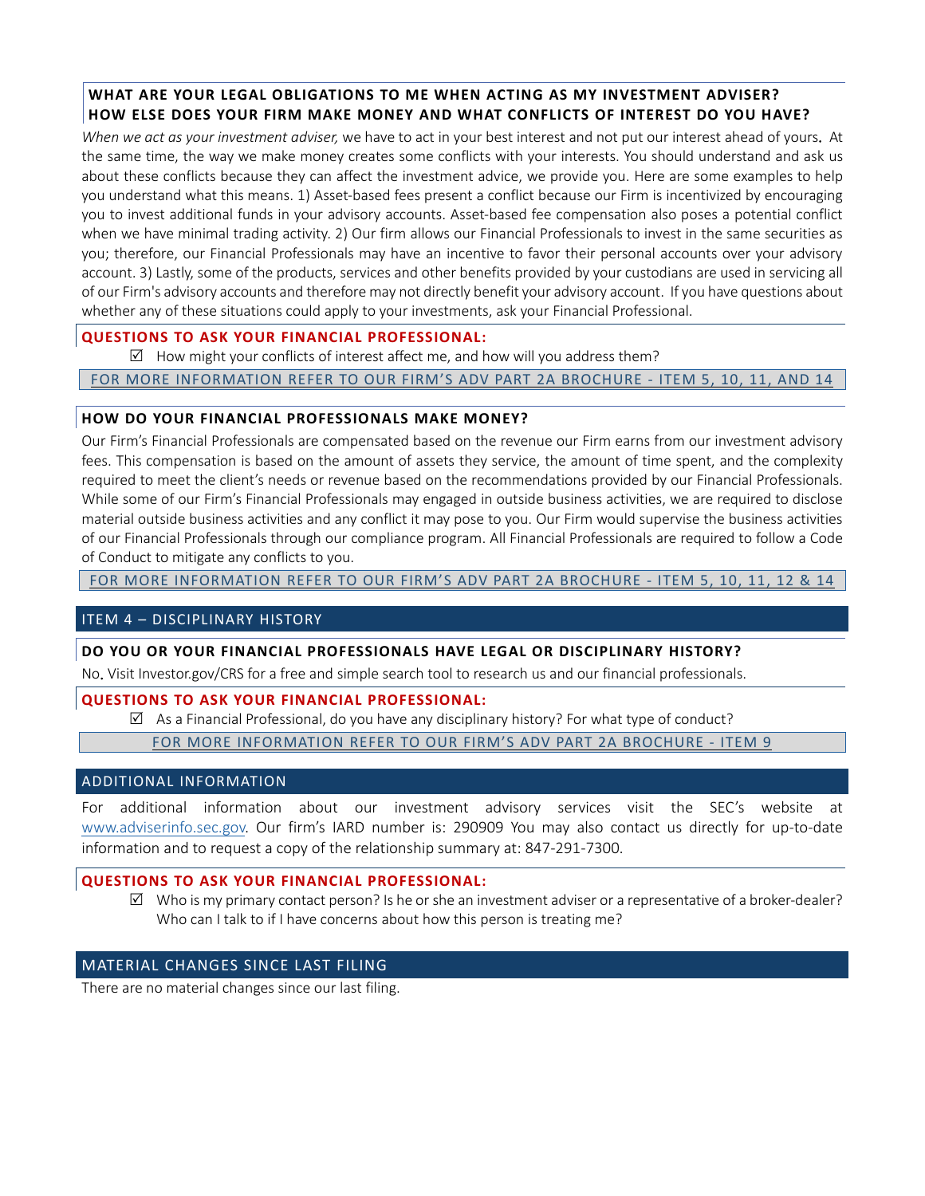### WHAT ARE YOUR LEGAL OBLIGATIONS TO ME WHEN ACTING AS MY INVESTMENT ADVISER? HOW ELSE DOES YOUR FIRM MAKE MONEY AND WHAT CONFLICTS OF INTEREST DO YOU HAVE?

*When we act as your investment adviser,* we have to act in your best interest and not put our interest ahead of yours. At the same time, the way we make money creates some conflicts with your interests. You should understand and ask us about these conflicts because they can affect the investment advice, we provide you. Here are some examples to help you understand what this means. 1) Asset-based fees present a conflict because our Firm is incentivized by encouraging you to invest additional funds in your advisory accounts. Asset-based fee compensation also poses a potential conflict when we have minimal trading activity. 2) Our firm allows our Financial Professionals to invest in the same securities as you; therefore, our Financial Professionals may have an incentive to favor their personal accounts over your advisory account. 3) Lastly, some of the products, services and other benefits provided by your custodians are used in servicing all of our Firm's advisory accounts and therefore may not directly benefit your advisory account. If you have questions about whether any of these situations could apply to your investments, ask your Financial Professional.

**QUESTIONS TO ASK YOUR FINANCIAL PROFESSIONAL:**

- ☑ How might your conflicts of interest affect me, and how will you address them?

FOR MORE INFORMATION REFER TO OUR FIRM'S ADV PART 2A BROCHURE - ITEM 5, 10, 11, AND 14

### HOW DO YOUR FINANCIAL PROFESSIONALS MAKE MONEY?

Our Firm's Financial Professionals are compensated based on the revenue our Firm earns from our investment advisory fees. This compensation is based on the amount of assets they service, the amount of time spent, and the complexity required to meet the client's needs or revenue based on the recommendations provided by our Financial Professionals. While some of our Firm's Financial Professionals may engaged in outside business activities, we are required to disclose material outside business activities and any conflict it may pose to you. Our Firm would supervise the business activities of our Financial Professionals through our compliance program. All Financial Professionals are required to follow a Code of Conduct to mitigate any conflicts to you.

FOR MORE INFORMATION REFER TO OUR FIRM'S ADV PART 2A BROCHURE - ITEM 5, 10, 11, 12 & 14

## ITEM 4 – DISCIPLINARY HISTORY

### DO YOU OR YOUR FINANCIAL PROFESSIONALS HAVE LEGAL OR DISCIPLINARY HISTORY?

No. Visit Investor.gov/CRS for a free and simple search tool to research us and our financial professionals.

**QUESTIONS TO ASK YOUR FINANCIAL PROFESSIONAL:**

- ☑ As a Financial Professional, do you have any disciplinary history? For what type of conduct?

FOR MORE INFORMATION REFER TO OUR FIRM'S ADV PART 2A BROCHURE - ITEM 9

## ADDITIONAL INFORMATION

For additional information about our investment advisory services visit the SEC's website at www.adviserinfo.sec.gov. Our firm's IARD number is: 290909 You may also contact us directly for up-to-date information and to request a copy of the relationship summary at: 847-291-7300.

**QUESTIONS TO ASK YOUR FINANCIAL PROFESSIONAL:**

- ☑ Who is my primary contact person? Is he or she an investment adviser or a representative of a broker-dealer? Who can I talk to if I have concerns about how this person is treating me?

## MATERIAL CHANGES SINCE LAST FILING

There are no material changes since our last filing.